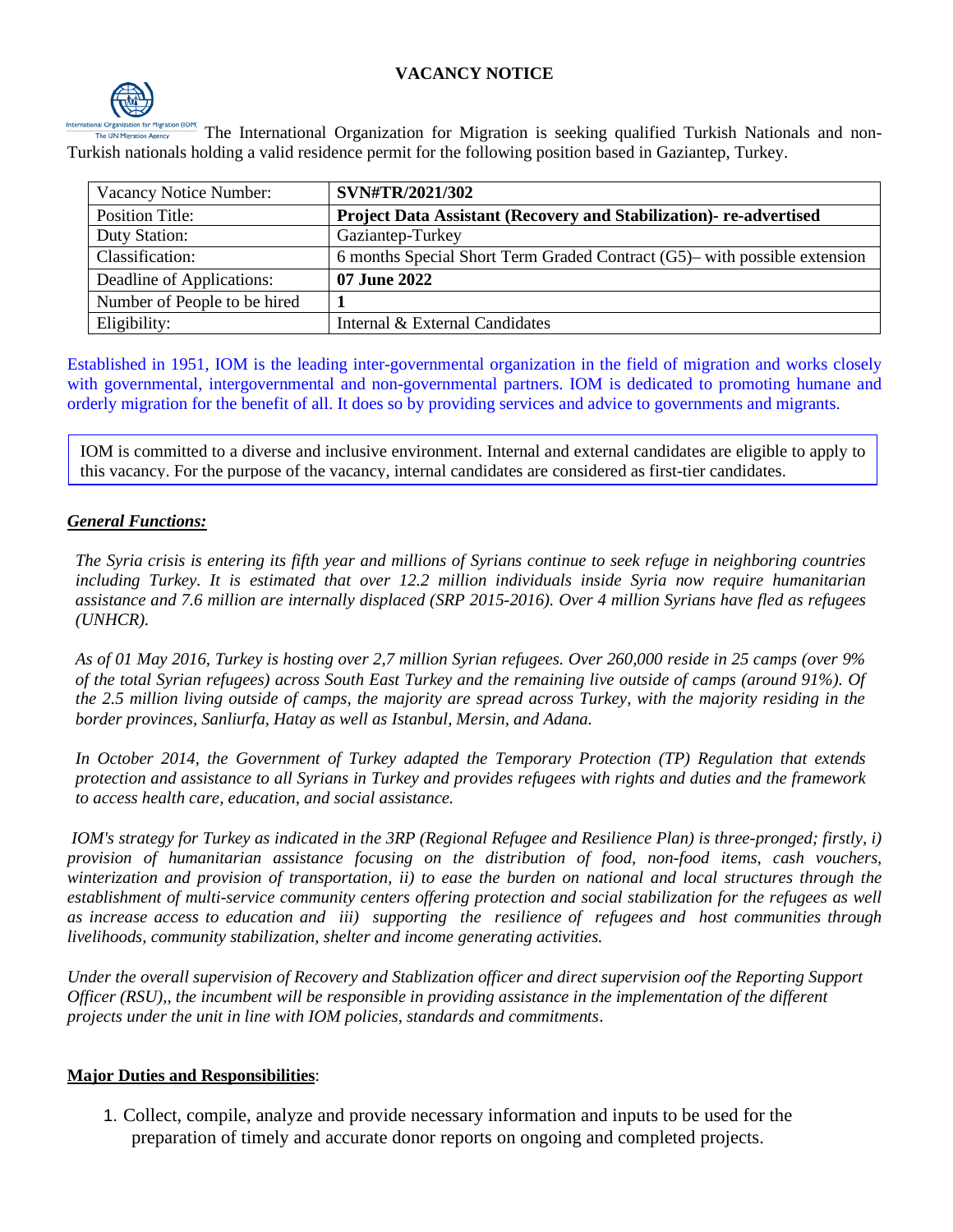**VACANCY NOTICE**

The International Organization for Migration is seeking qualified Turkish Nationals and non-Turkish nationals holding a valid residence permit for the following position based in Gaziantep, Turkey.

| Vacancy Notice Number: | **SVN#TR/2021/302** |
|---|---|
| Position Title: | **Project Data Assistant (Recovery and Stabilization)- re-advertised** |
| Duty Station: | Gaziantep-Turkey |
| Classification: | 6 months Special Short Term Graded Contract (G5)– with possible extension |
| Deadline of Applications: | **07 June 2022** |
| Number of People to be hired | **1** |
| Eligibility: | Internal & External Candidates |

Established in 1951, IOM is the leading inter-governmental organization in the field of migration and works closely with governmental, intergovernmental and non-governmental partners. IOM is dedicated to promoting humane and orderly migration for the benefit of all. It does so by providing services and advice to governments and migrants.

IOM is committed to a diverse and inclusive environment. Internal and external candidates are eligible to apply to this vacancy. For the purpose of the vacancy, internal candidates are considered as first-tier candidates.

***General Functions:***

*The Syria crisis is entering its fifth year and millions of Syrians continue to seek refuge in neighboring countries including Turkey. It is estimated that over 12.2 million individuals inside Syria now require humanitarian assistance and 7.6 million are internally displaced (SRP 2015-2016). Over 4 million Syrians have fled as refugees (UNHCR).*

*As of 01 May 2016, Turkey is hosting over 2,7 million Syrian refugees. Over 260,000 reside in 25 camps (over 9% of the total Syrian refugees) across South East Turkey and the remaining live outside of camps (around 91%). Of the 2.5 million living outside of camps, the majority are spread across Turkey, with the majority residing in the border provinces, Sanliurfa, Hatay as well as Istanbul, Mersin, and Adana.*

*In October 2014, the Government of Turkey adapted the Temporary Protection (TP) Regulation that extends protection and assistance to all Syrians in Turkey and provides refugees with rights and duties and the framework to access health care, education, and social assistance.*

*IOM's strategy for Turkey as indicated in the 3RP (Regional Refugee and Resilience Plan) is three-pronged; firstly, i) provision of humanitarian assistance focusing on the distribution of food, non-food items, cash vouchers, winterization and provision of transportation, ii) to ease the burden on national and local structures through the establishment of multi-service community centers offering protection and social stabilization for the refugees as well as increase access to education and iii) supporting the resilience of refugees and host communities through livelihoods, community stabilization, shelter and income generating activities.*

*Under the overall supervision of Recovery and Stablization officer and direct supervision oof the Reporting Support Officer (RSU),, the incumbent will be responsible in providing assistance in the implementation of the different projects under the unit in line with IOM policies, standards and commitments*.

**Major Duties and Responsibilities**:

1. Collect, compile, analyze and provide necessary information and inputs to be used for the preparation of timely and accurate donor reports on ongoing and completed projects.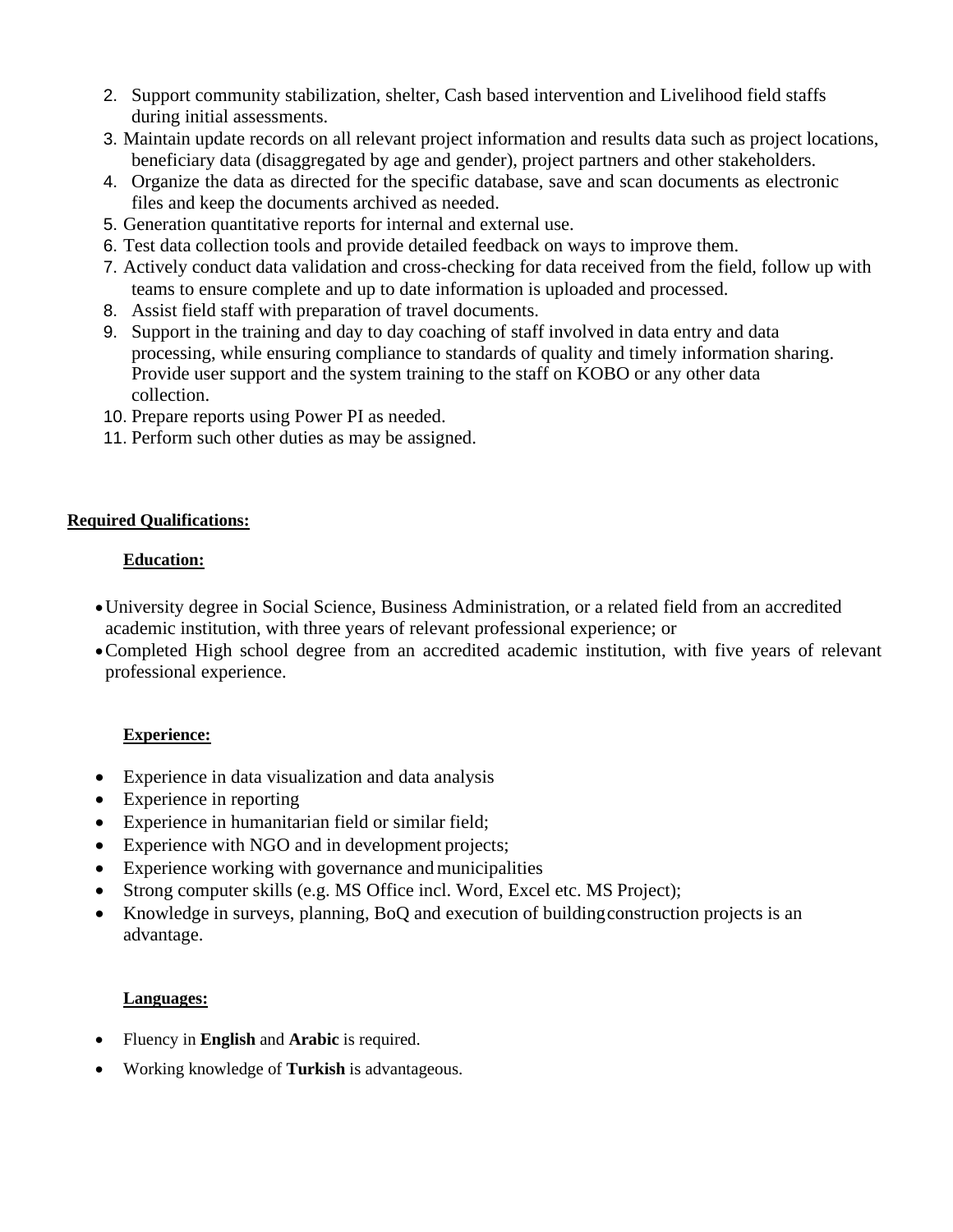2. Support community stabilization, shelter, Cash based intervention and Livelihood field staffs during initial assessments.
3. Maintain update records on all relevant project information and results data such as project locations, beneficiary data (disaggregated by age and gender), project partners and other stakeholders.
4. Organize the data as directed for the specific database, save and scan documents as electronic files and keep the documents archived as needed.
5. Generation quantitative reports for internal and external use.
6. Test data collection tools and provide detailed feedback on ways to improve them.
7. Actively conduct data validation and cross-checking for data received from the field, follow up with teams to ensure complete and up to date information is uploaded and processed.
8. Assist field staff with preparation of travel documents.
9. Support in the training and day to day coaching of staff involved in data entry and data processing, while ensuring compliance to standards of quality and timely information sharing. Provide user support and the system training to the staff on KOBO or any other data collection.
10. Prepare reports using Power PI as needed.
11. Perform such other duties as may be assigned.

**Required Qualifications:**

**Education:**

- University degree in Social Science, Business Administration, or a related field from an accredited academic institution, with three years of relevant professional experience; or
- Completed High school degree from an accredited academic institution, with five years of relevant professional experience.

**Experience:**

- Experience in data visualization and data analysis
- Experience in reporting
- Experience in humanitarian field or similar field;
- Experience with NGO and in development projects;
- Experience working with governance and municipalities
- Strong computer skills (e.g. MS Office incl. Word, Excel etc. MS Project);
- Knowledge in surveys, planning, BoQ and execution of building construction projects is an advantage.

**Languages:**

- Fluency in **English** and **Arabic** is required.
- Working knowledge of **Turkish** is advantageous.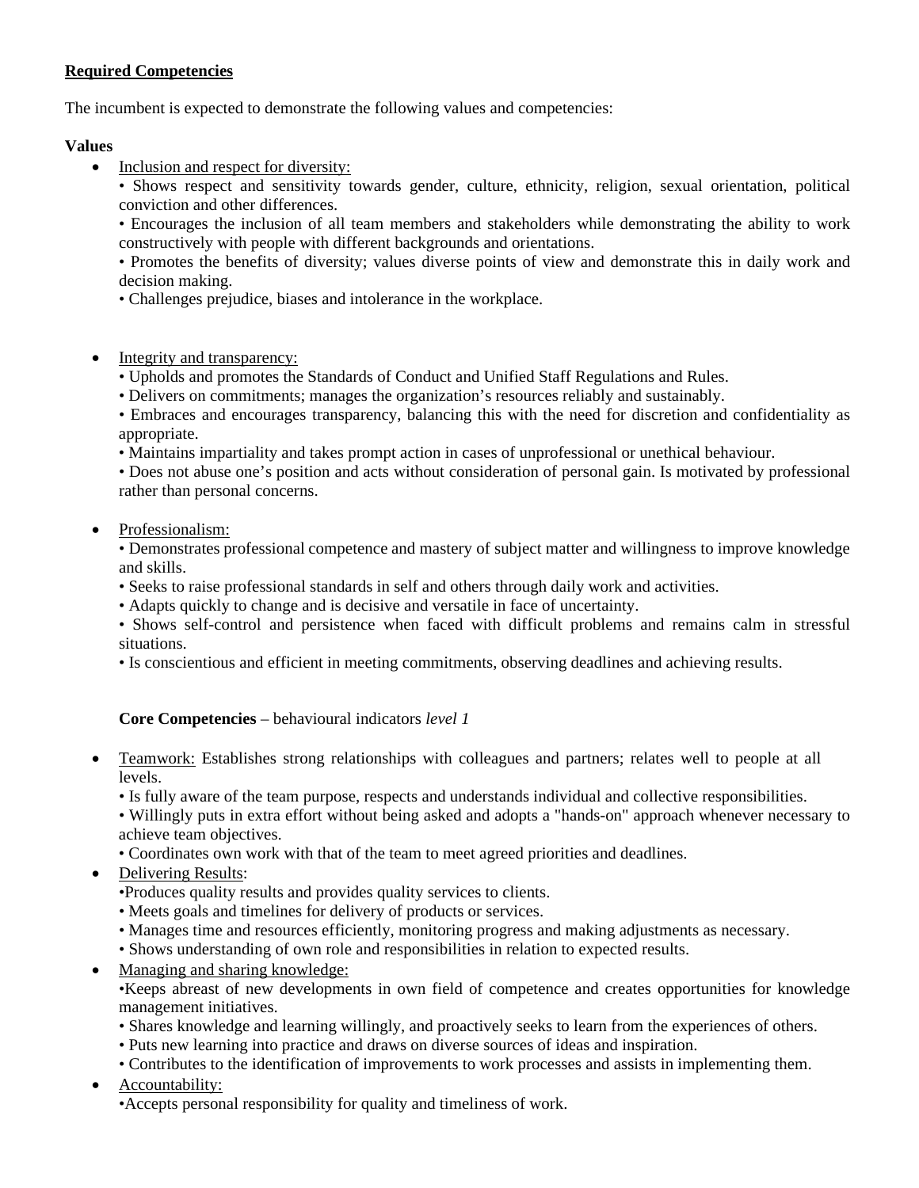**Required Competencies**

The incumbent is expected to demonstrate the following values and competencies:

**Values**

- Inclusion and respect for diversity:
  • Shows respect and sensitivity towards gender, culture, ethnicity, religion, sexual orientation, political conviction and other differences.
  • Encourages the inclusion of all team members and stakeholders while demonstrating the ability to work constructively with people with different backgrounds and orientations.
  • Promotes the benefits of diversity; values diverse points of view and demonstrate this in daily work and decision making.
  • Challenges prejudice, biases and intolerance in the workplace.

- Integrity and transparency:
  • Upholds and promotes the Standards of Conduct and Unified Staff Regulations and Rules.
  • Delivers on commitments; manages the organization's resources reliably and sustainably.
  • Embraces and encourages transparency, balancing this with the need for discretion and confidentiality as appropriate.
  • Maintains impartiality and takes prompt action in cases of unprofessional or unethical behaviour.
  • Does not abuse one's position and acts without consideration of personal gain. Is motivated by professional rather than personal concerns.

- Professionalism:
  • Demonstrates professional competence and mastery of subject matter and willingness to improve knowledge and skills.
  • Seeks to raise professional standards in self and others through daily work and activities.
  • Adapts quickly to change and is decisive and versatile in face of uncertainty.
  • Shows self-control and persistence when faced with difficult problems and remains calm in stressful situations.
  • Is conscientious and efficient in meeting commitments, observing deadlines and achieving results.

**Core Competencies** – behavioural indicators *level 1*

- Teamwork: Establishes strong relationships with colleagues and partners; relates well to people at all levels.
  • Is fully aware of the team purpose, respects and understands individual and collective responsibilities.
  • Willingly puts in extra effort without being asked and adopts a "hands-on" approach whenever necessary to achieve team objectives.
  • Coordinates own work with that of the team to meet agreed priorities and deadlines.
- Delivering Results:
  •Produces quality results and provides quality services to clients.
  • Meets goals and timelines for delivery of products or services.
  • Manages time and resources efficiently, monitoring progress and making adjustments as necessary.
  • Shows understanding of own role and responsibilities in relation to expected results.
- Managing and sharing knowledge:
  •Keeps abreast of new developments in own field of competence and creates opportunities for knowledge management initiatives.
  • Shares knowledge and learning willingly, and proactively seeks to learn from the experiences of others.
  • Puts new learning into practice and draws on diverse sources of ideas and inspiration.
  • Contributes to the identification of improvements to work processes and assists in implementing them.
- Accountability:
  •Accepts personal responsibility for quality and timeliness of work.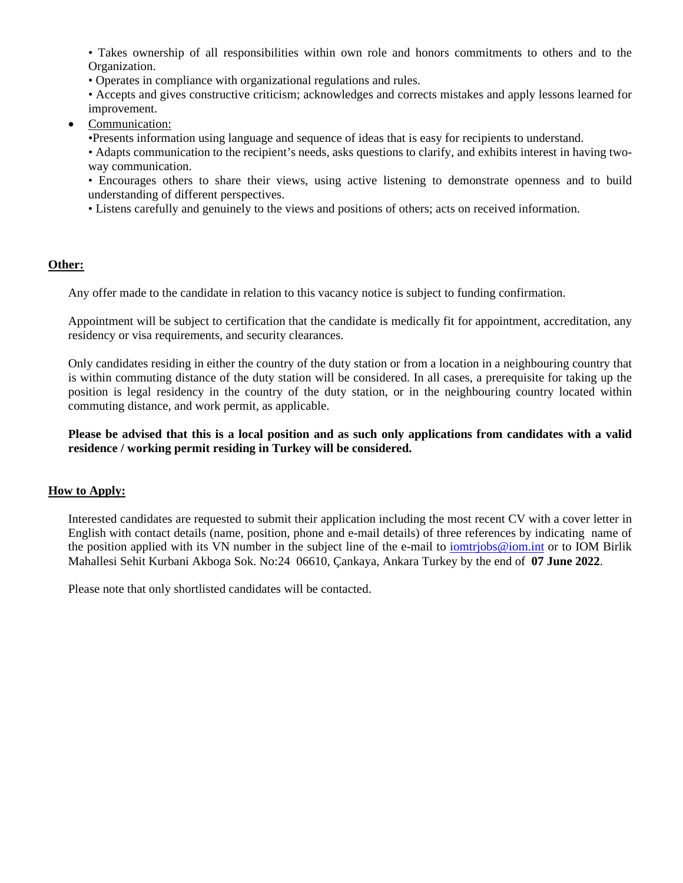• Takes ownership of all responsibilities within own role and honors commitments to others and to the Organization.
• Operates in compliance with organizational regulations and rules.
• Accepts and gives constructive criticism; acknowledges and corrects mistakes and apply lessons learned for improvement.

- Communication:
  •Presents information using language and sequence of ideas that is easy for recipients to understand.
  • Adapts communication to the recipient's needs, asks questions to clarify, and exhibits interest in having two-way communication.
  • Encourages others to share their views, using active listening to demonstrate openness and to build understanding of different perspectives.
  • Listens carefully and genuinely to the views and positions of others; acts on received information.

**Other:**

Any offer made to the candidate in relation to this vacancy notice is subject to funding confirmation.

Appointment will be subject to certification that the candidate is medically fit for appointment, accreditation, any residency or visa requirements, and security clearances.

Only candidates residing in either the country of the duty station or from a location in a neighbouring country that is within commuting distance of the duty station will be considered. In all cases, a prerequisite for taking up the position is legal residency in the country of the duty station, or in the neighbouring country located within commuting distance, and work permit, as applicable.

**Please be advised that this is a local position and as such only applications from candidates with a valid residence / working permit residing in Turkey will be considered.**

**How to Apply:**

Interested candidates are requested to submit their application including the most recent CV with a cover letter in English with contact details (name, position, phone and e-mail details) of three references by indicating name of the position applied with its VN number in the subject line of the e-mail to iomtrjobs@iom.int or to IOM Birlik Mahallesi Sehit Kurbani Akboga Sok. No:24 06610, Çankaya, Ankara Turkey by the end of **07 June 2022**.

Please note that only shortlisted candidates will be contacted.